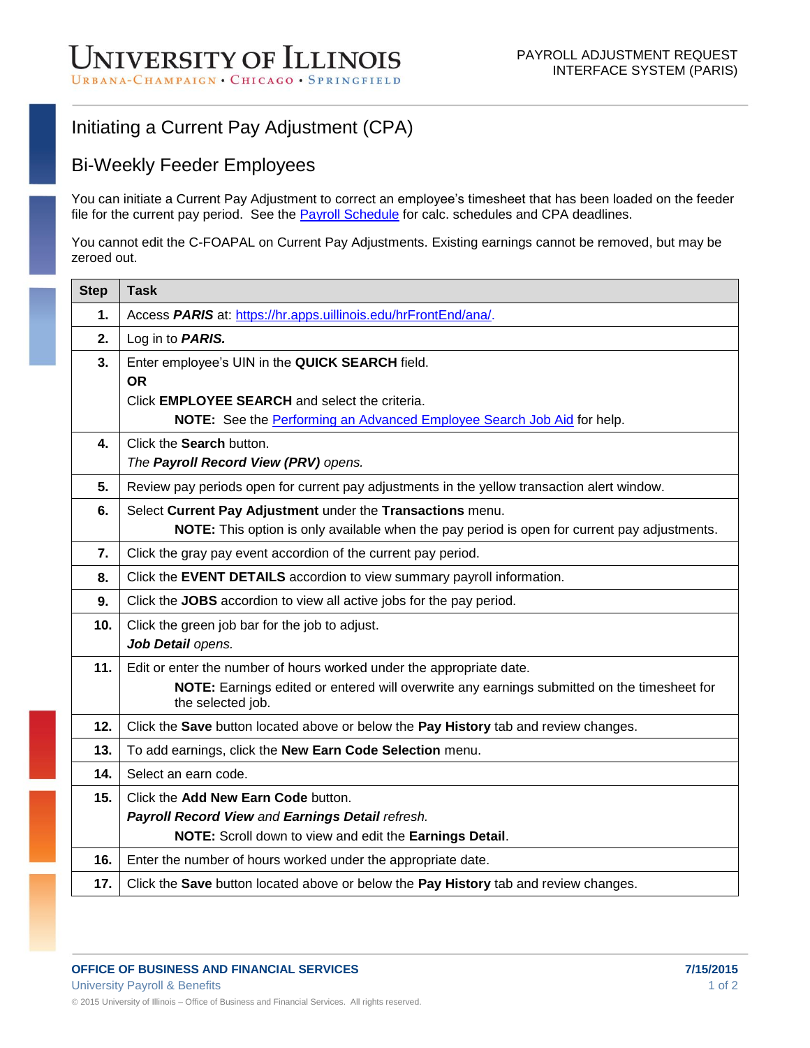# Initiating a Current Pay Adjustment (CPA)

## Bi-Weekly Feeder Employees

You can initiate a Current Pay Adjustment to correct an employee's timesheet that has been loaded on the feeder file for the current pay period. See the [Payroll Schedule] for calc. schedules and CPA deadlines.

You cannot edit the C-FOAPAL on Current Pay Adjustments. Existing earnings cannot be removed, but may be zeroed out.

| Step | Task |
|---|---|
| **1.** | Access ***PARIS*** at: https://hr.apps.uillinois.edu/hrFrontEnd/ana/. |
| **2.** | Log in to ***PARIS.*** |
| **3.** | Enter employee's UIN in the **QUICK SEARCH** field.<br>**OR**<br>Click **EMPLOYEE SEARCH** and select the criteria.<br>**NOTE:** See the [Performing an Advanced Employee Search Job Aid] for help. |
| **4.** | Click the **Search** button.<br>*The **Payroll Record View (PRV)** opens.* |
| **5.** | Review pay periods open for current pay adjustments in the yellow transaction alert window. |
| **6.** | Select **Current Pay Adjustment** under the **Transactions** menu.<br>**NOTE:** This option is only available when the pay period is open for current pay adjustments. |
| **7.** | Click the gray pay event accordion of the current pay period. |
| **8.** | Click the **EVENT DETAILS** accordion to view summary payroll information. |
| **9.** | Click the **JOBS** accordion to view all active jobs for the pay period. |
| **10.** | Click the green job bar for the job to adjust.<br>***Job Detail** opens.* |
| **11.** | Edit or enter the number of hours worked under the appropriate date.<br>**NOTE:** Earnings edited or entered will overwrite any earnings submitted on the timesheet for the selected job. |
| **12.** | Click the **Save** button located above or below the **Pay History** tab and review changes. |
| **13.** | To add earnings, click the **New Earn Code Selection** menu. |
| **14.** | Select an earn code. |
| **15.** | Click the **Add New Earn Code** button.<br>***Payroll Record View** and **Earnings Detail** refresh.*<br>**NOTE:** Scroll down to view and edit the **Earnings Detail**. |
| **16.** | Enter the number of hours worked under the appropriate date. |
| **17.** | Click the **Save** button located above or below the **Pay History** tab and review changes. |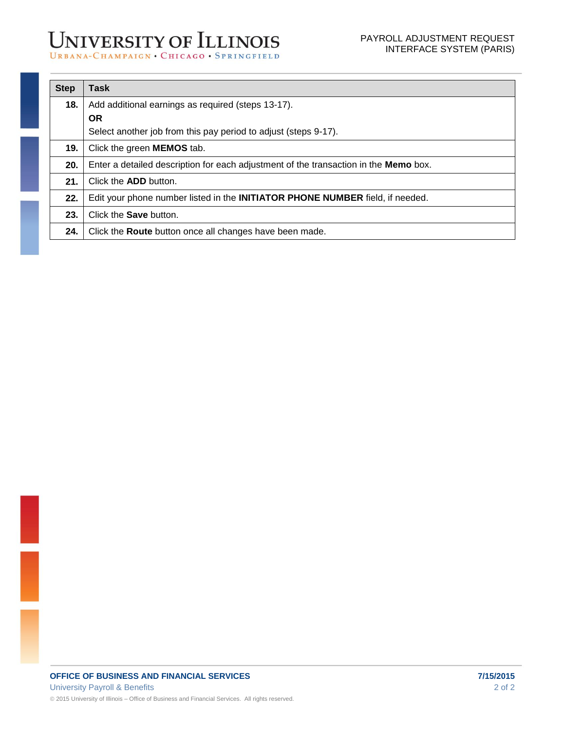| Step | Task |
|---|---|
| **18.** | Add additional earnings as required (steps 13-17).<br>**OR**<br>Select another job from this pay period to adjust (steps 9-17). |
| **19.** | Click the green **MEMOS** tab. |
| **20.** | Enter a detailed description for each adjustment of the transaction in the **Memo** box. |
| **21.** | Click the **ADD** button. |
| **22.** | Edit your phone number listed in the **INITIATOR PHONE NUMBER** field, if needed. |
| **23.** | Click the **Save** button. |
| **24.** | Click the **Route** button once all changes have been made. |